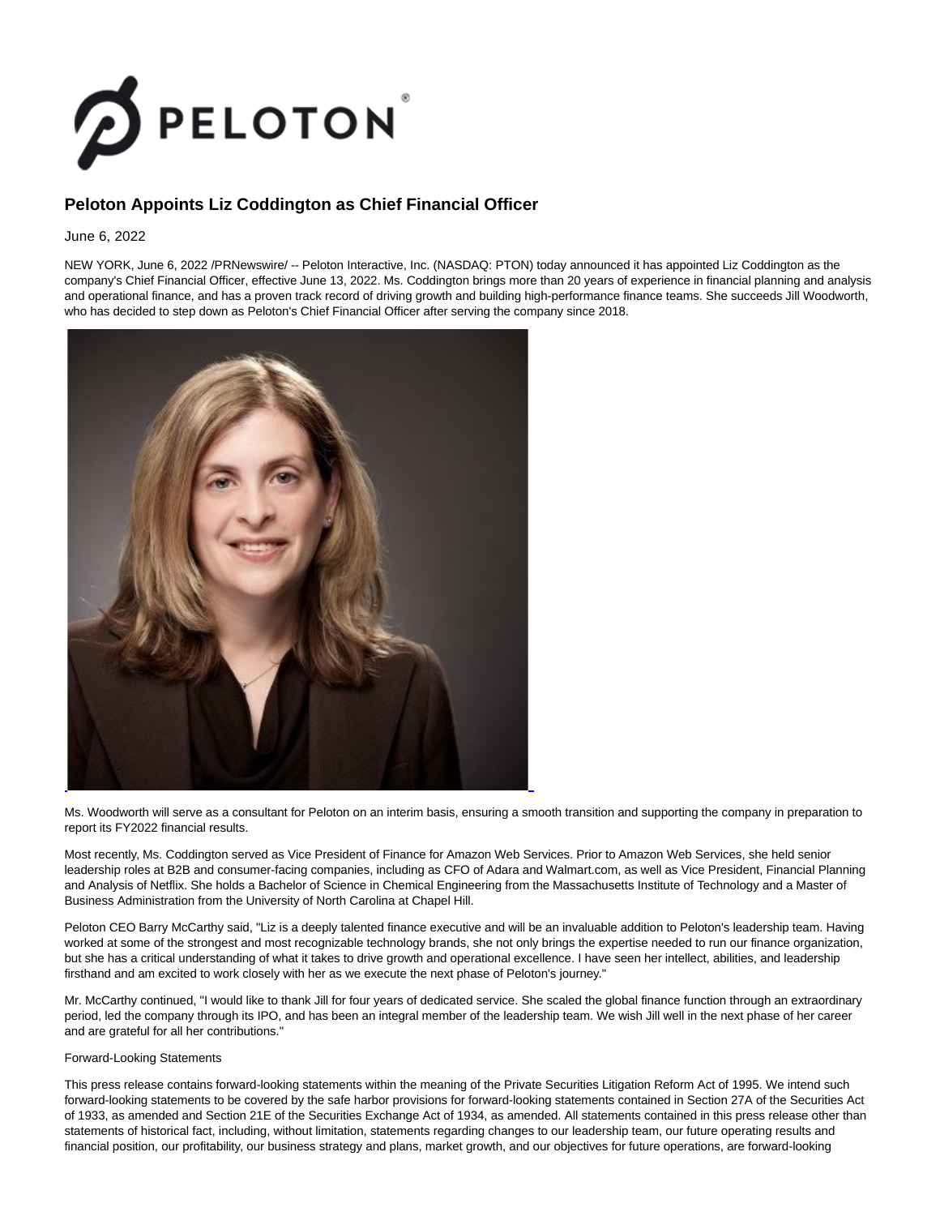# Peloton Appoints Liz Coddington as Chief Financial Officer

June 6, 2022

NEW YORK, June 6, 2022 /PRNewswire/ -- Peloton Interactive, Inc. (NASDAQ: PTON) today announced it has appointed Liz Coddington as the company's Chief Financial Officer, effective June 13, 2022. Ms. Coddington brings more than 20 years of experience in financial planning and analysis and operational finance, and has a proven track record of driving growth and building high-performance finance teams. She succeeds Jill Woodworth, who has decided to step down as Peloton's Chief Financial Officer after serving the company since 2018.

Ms. Woodworth will serve as a consultant for Peloton on an interim basis, ensuring a smooth transition and supporting the company in preparation to report its FY2022 financial results.

Most recently, Ms. Coddington served as Vice President of Finance for Amazon Web Services. Prior to Amazon Web Services, she held senior leadership roles at B2B and consumer-facing companies, including as CFO of Adara and Walmart.com, as well as Vice President, Financial Planning and Analysis of Netflix. She holds a Bachelor of Science in Chemical Engineering from the Massachusetts Institute of Technology and a Master of Business Administration from the University of North Carolina at Chapel Hill.

Peloton CEO Barry McCarthy said, "Liz is a deeply talented finance executive and will be an invaluable addition to Peloton's leadership team. Having worked at some of the strongest and most recognizable technology brands, she not only brings the expertise needed to run our finance organization, but she has a critical understanding of what it takes to drive growth and operational excellence. I have seen her intellect, abilities, and leadership firsthand and am excited to work closely with her as we execute the next phase of Peloton's journey."

Mr. McCarthy continued, "I would like to thank Jill for four years of dedicated service. She scaled the global finance function through an extraordinary period, led the company through its IPO, and has been an integral member of the leadership team. We wish Jill well in the next phase of her career and are grateful for all her contributions."

Forward-Looking Statements

This press release contains forward-looking statements within the meaning of the Private Securities Litigation Reform Act of 1995. We intend such forward-looking statements to be covered by the safe harbor provisions for forward-looking statements contained in Section 27A of the Securities Act of 1933, as amended and Section 21E of the Securities Exchange Act of 1934, as amended. All statements contained in this press release other than statements of historical fact, including, without limitation, statements regarding changes to our leadership team, our future operating results and financial position, our profitability, our business strategy and plans, market growth, and our objectives for future operations, are forward-looking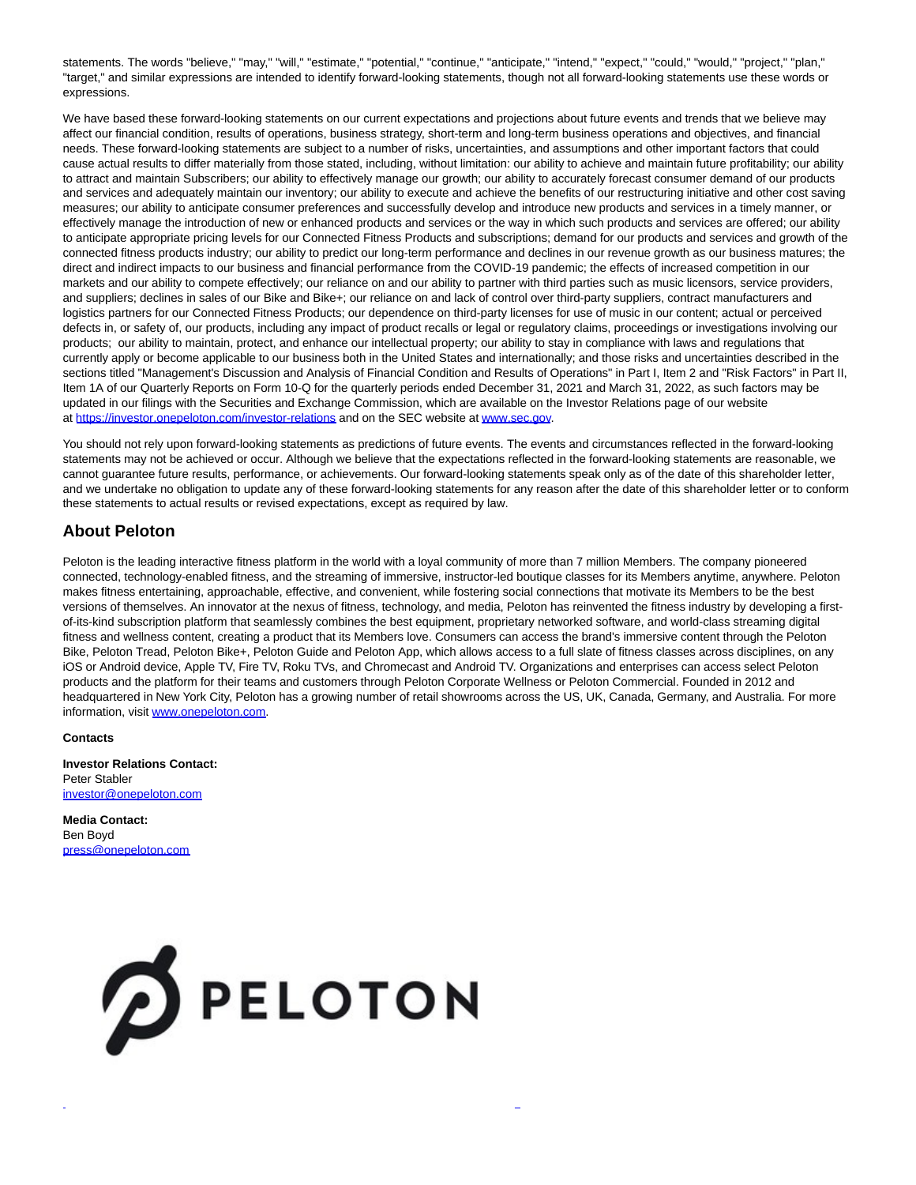statements. The words "believe," "may," "will," "estimate," "potential," "continue," "anticipate," "intend," "expect," "could," "would," "project," "plan," "target," and similar expressions are intended to identify forward-looking statements, though not all forward-looking statements use these words or expressions.

We have based these forward-looking statements on our current expectations and projections about future events and trends that we believe may affect our financial condition, results of operations, business strategy, short-term and long-term business operations and objectives, and financial needs. These forward-looking statements are subject to a number of risks, uncertainties, and assumptions and other important factors that could cause actual results to differ materially from those stated, including, without limitation: our ability to achieve and maintain future profitability; our ability to attract and maintain Subscribers; our ability to effectively manage our growth; our ability to accurately forecast consumer demand of our products and services and adequately maintain our inventory; our ability to execute and achieve the benefits of our restructuring initiative and other cost saving measures; our ability to anticipate consumer preferences and successfully develop and introduce new products and services in a timely manner, or effectively manage the introduction of new or enhanced products and services or the way in which such products and services are offered; our ability to anticipate appropriate pricing levels for our Connected Fitness Products and subscriptions; demand for our products and services and growth of the connected fitness products industry; our ability to predict our long-term performance and declines in our revenue growth as our business matures; the direct and indirect impacts to our business and financial performance from the COVID-19 pandemic; the effects of increased competition in our markets and our ability to compete effectively; our reliance on and our ability to partner with third parties such as music licensors, service providers, and suppliers; declines in sales of our Bike and Bike+; our reliance on and lack of control over third-party suppliers, contract manufacturers and logistics partners for our Connected Fitness Products; our dependence on third-party licenses for use of music in our content; actual or perceived defects in, or safety of, our products, including any impact of product recalls or legal or regulatory claims, proceedings or investigations involving our products; our ability to maintain, protect, and enhance our intellectual property; our ability to stay in compliance with laws and regulations that currently apply or become applicable to our business both in the United States and internationally; and those risks and uncertainties described in the sections titled "Management's Discussion and Analysis of Financial Condition and Results of Operations" in Part I, Item 2 and "Risk Factors" in Part II, Item 1A of our Quarterly Reports on Form 10-Q for the quarterly periods ended December 31, 2021 and March 31, 2022, as such factors may be updated in our filings with the Securities and Exchange Commission, which are available on the Investor Relations page of our website at https://investor.onepeloton.com/investor-relations and on the SEC website at www.sec.gov.

You should not rely upon forward-looking statements as predictions of future events. The events and circumstances reflected in the forward-looking statements may not be achieved or occur. Although we believe that the expectations reflected in the forward-looking statements are reasonable, we cannot guarantee future results, performance, or achievements. Our forward-looking statements speak only as of the date of this shareholder letter, and we undertake no obligation to update any of these forward-looking statements for any reason after the date of this shareholder letter or to conform these statements to actual results or revised expectations, except as required by law.

## About Peloton

Peloton is the leading interactive fitness platform in the world with a loyal community of more than 7 million Members. The company pioneered connected, technology-enabled fitness, and the streaming of immersive, instructor-led boutique classes for its Members anytime, anywhere. Peloton makes fitness entertaining, approachable, effective, and convenient, while fostering social connections that motivate its Members to be the best versions of themselves. An innovator at the nexus of fitness, technology, and media, Peloton has reinvented the fitness industry by developing a first-of-its-kind subscription platform that seamlessly combines the best equipment, proprietary networked software, and world-class streaming digital fitness and wellness content, creating a product that its Members love. Consumers can access the brand's immersive content through the Peloton Bike, Peloton Tread, Peloton Bike+, Peloton Guide and Peloton App, which allows access to a full slate of fitness classes across disciplines, on any iOS or Android device, Apple TV, Fire TV, Roku TVs, and Chromecast and Android TV. Organizations and enterprises can access select Peloton products and the platform for their teams and customers through Peloton Corporate Wellness or Peloton Commercial. Founded in 2012 and headquartered in New York City, Peloton has a growing number of retail showrooms across the US, UK, Canada, Germany, and Australia. For more information, visit www.onepeloton.com.

**Contacts**

**Investor Relations Contact:**
Peter Stabler
investor@onepeloton.com

**Media Contact:**
Ben Boyd
press@onepeloton.com

PELOTON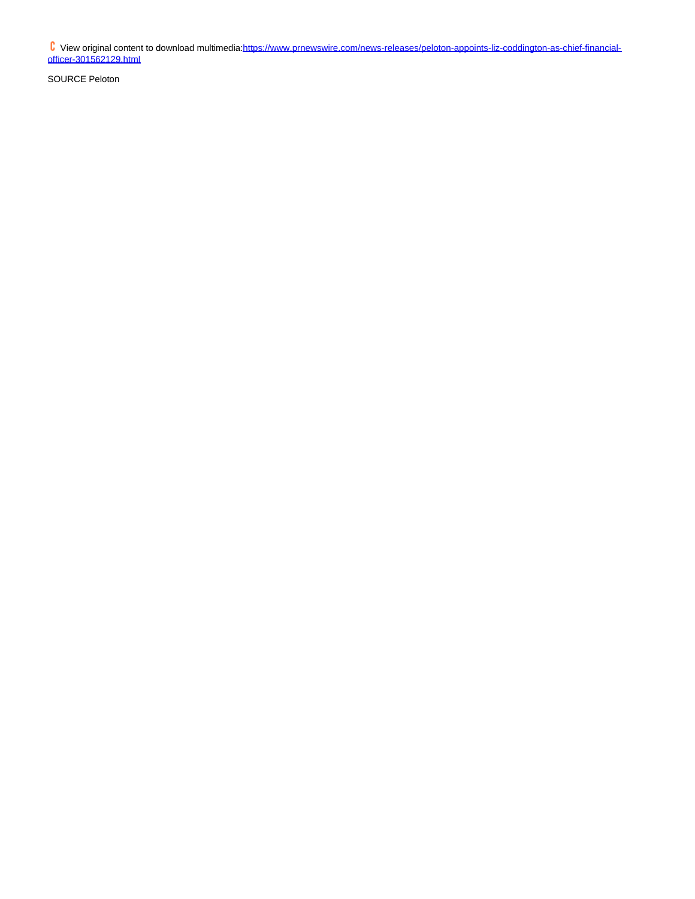View original content to download multimedia:https://www.prnewswire.com/news-releases/peloton-appoints-liz-coddington-as-chief-financial-officer-301562129.html

SOURCE Peloton